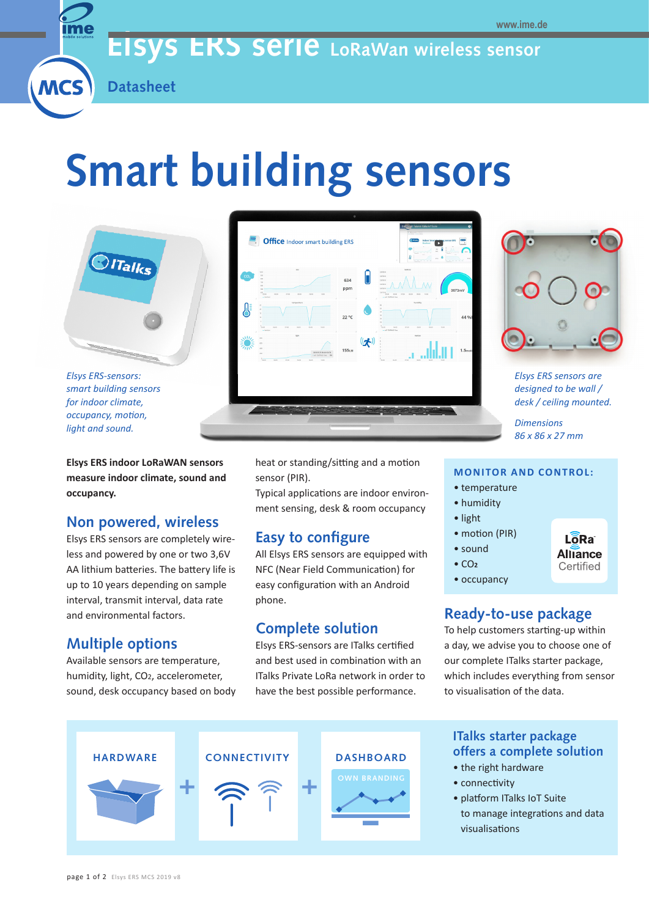www.ime.de

# Elsys ERS serie LoRaWan wireless sensor

Datasheet

# Smart building sensors

*Elsys ERS-sensors: smart building sensors for indoor climate, occupancy, motion, light and sound.*

*Elsys ERS sensors are designed to be wall / desk / ceiling mounted.*

*Dimensions 86 x 86 x 27 mm*

**Elsys ERS indoor LoRaWAN sensors measure indoor climate, sound and occupancy.**

## Non powered, wireless

Elsys ERS sensors are completely wireless and powered by one or two 3,6V AA lithium batteries. The battery life is up to 10 years depending on sample interval, transmit interval, data rate and environmental factors.

## Multiple options

Available sensors are temperature, humidity, light, $CO_2$, accelerometer, sound, desk occupancy based on body heat or standing/sitting and a motion sensor (PIR).

Typical applications are indoor environment sensing, desk & room occupancy

## Easy to configure

All Elsys ERS sensors are equipped with NFC (Near Field Communication) for easy configuration with an Android phone.

## Complete solution

Elsys ERS-sensors are ITalks certified and best used in combination with an ITalks Private LoRa network in order to have the best possible performance.

### MONITOR AND CONTROL:

- temperature
- humidity
- light
- motion (PIR)
- sound
- $CO_2$
- occupancy

LoRa Alliance Certified

## Ready-to-use package

To help customers starting-up within a day, we advise you to choose one of our complete ITalks starter package, which includes everything from sensor to visualisation of the data.

HARDWARE + CONNECTIVITY + DASHBOARD (OWN BRANDING)

## ITalks starter package offers a complete solution

- the right hardware
- connectivity
- platform ITalks IoT Suite to manage integrations and data visualisations

Elsys ERS MCS 2019 v8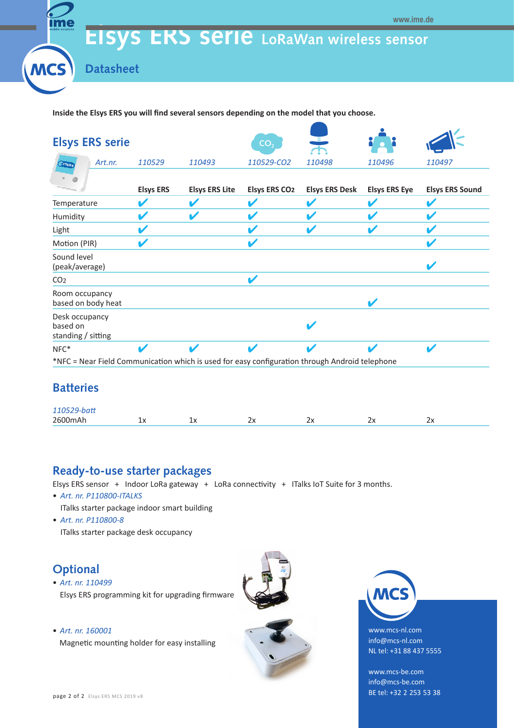# Elsys ERS serie LoRaWan wireless sensor

## Datasheet

**Inside the Elsys ERS you will find several sensors depending on the model that you choose.**

## Elsys ERS serie

| Art.nr. | *110529* | *110493* | *110529-CO2* | *110498* | *110496* | *110497* |
|---|---|---|---|---|---|---|
| | **Elsys ERS** | **Elsys ERS Lite** | **Elsys ERS CO2** | **Elsys ERS Desk** | **Elsys ERS Eye** | **Elsys ERS Sound** |
| Temperature | ✔ | ✔ | ✔ | ✔ | ✔ | ✔ |
| Humidity | ✔ | ✔ | ✔ | ✔ | ✔ | ✔ |
| Light | ✔ | | ✔ | ✔ | ✔ | ✔ |
| Motion (PIR) | ✔ | | ✔ | | | ✔ |
| Sound level (peak/average) | | | | | | ✔ |
| $CO_2$ | | | ✔ | | | |
| Room occupancy based on body heat | | | | | ✔ | |
| Desk occupancy based on standing / sitting | | | | ✔ | | |
| NFC* | ✔ | ✔ | ✔ | ✔ | ✔ | ✔ |

*NFC = Near Field Communication which is used for easy configuration through Android telephone

## Batteries

| *110529-batt* | | | | | | |
|---|---|---|---|---|---|---|
| 2600mAh | 1x | 1x | 2x | 2x | 2x | 2x |

## Ready-to-use starter packages

Elsys ERS sensor + Indoor LoRa gateway + LoRa connectivity + ITalks IoT Suite for 3 months.

- *Art. nr. P110800-ITALKS*
  ITalks starter package indoor smart building
- *Art. nr. P110800-8*
  ITalks starter package desk occupancy

## Optional

- *Art. nr. 110499*
  Elsys ERS programming kit for upgrading firmware
- *Art. nr. 160001*
  Magnetic mounting holder for easy installing

www.mcs-nl.com
info@mcs-nl.com
NL tel: +31 88 437 5555

www.mcs-be.com
info@mcs-be.com
BE tel: +32 2 253 53 38